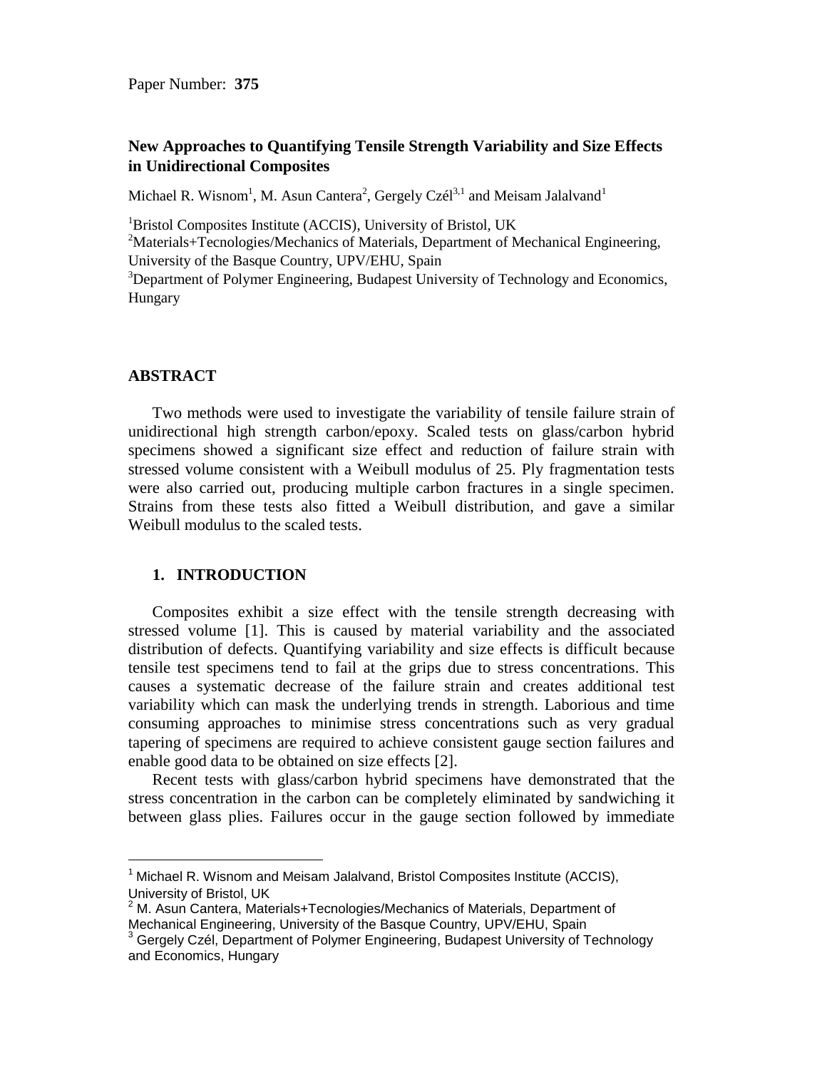Paper Number: **375**

## New Approaches to Quantifying Tensile Strength Variability and Size Effects in Unidirectional Composites

Michael R. Wisnom[1], M. Asun Cantera[2], Gergely Czél[3,1] and Meisam Jalalvand[1]

[1]Bristol Composites Institute (ACCIS), University of Bristol, UK

[2]Materials+Tecnologies/Mechanics of Materials, Department of Mechanical Engineering, University of the Basque Country, UPV/EHU, Spain

[3]Department of Polymer Engineering, Budapest University of Technology and Economics, Hungary

### ABSTRACT

Two methods were used to investigate the variability of tensile failure strain of unidirectional high strength carbon/epoxy. Scaled tests on glass/carbon hybrid specimens showed a significant size effect and reduction of failure strain with stressed volume consistent with a Weibull modulus of 25. Ply fragmentation tests were also carried out, producing multiple carbon fractures in a single specimen. Strains from these tests also fitted a Weibull distribution, and gave a similar Weibull modulus to the scaled tests.

### 1. INTRODUCTION

Composites exhibit a size effect with the tensile strength decreasing with stressed volume [1]. This is caused by material variability and the associated distribution of defects. Quantifying variability and size effects is difficult because tensile test specimens tend to fail at the grips due to stress concentrations. This causes a systematic decrease of the failure strain and creates additional test variability which can mask the underlying trends in strength. Laborious and time consuming approaches to minimise stress concentrations such as very gradual tapering of specimens are required to achieve consistent gauge section failures and enable good data to be obtained on size effects [2].

Recent tests with glass/carbon hybrid specimens have demonstrated that the stress concentration in the carbon can be completely eliminated by sandwiching it between glass plies. Failures occur in the gauge section followed by immediate

[1] Michael R. Wisnom and Meisam Jalalvand, Bristol Composites Institute (ACCIS), University of Bristol, UK

[2] M. Asun Cantera, Materials+Tecnologies/Mechanics of Materials, Department of Mechanical Engineering, University of the Basque Country, UPV/EHU, Spain

[3] Gergely Czél, Department of Polymer Engineering, Budapest University of Technology and Economics, Hungary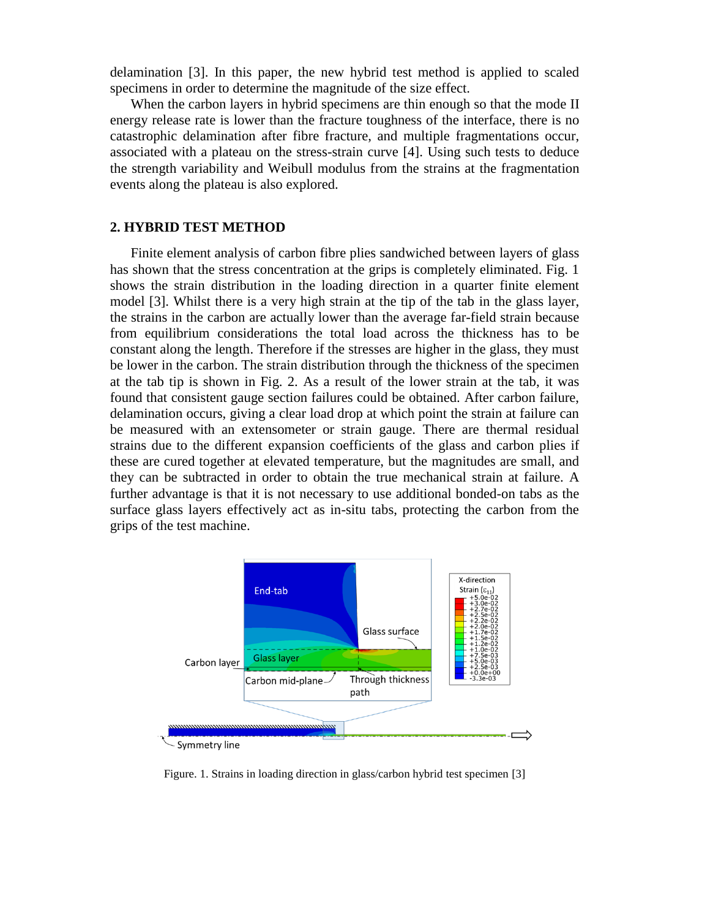delamination [3]. In this paper, the new hybrid test method is applied to scaled specimens in order to determine the magnitude of the size effect.

When the carbon layers in hybrid specimens are thin enough so that the mode II energy release rate is lower than the fracture toughness of the interface, there is no catastrophic delamination after fibre fracture, and multiple fragmentations occur, associated with a plateau on the stress-strain curve [4]. Using such tests to deduce the strength variability and Weibull modulus from the strains at the fragmentation events along the plateau is also explored.

## 2. HYBRID TEST METHOD

Finite element analysis of carbon fibre plies sandwiched between layers of glass has shown that the stress concentration at the grips is completely eliminated. Fig. 1 shows the strain distribution in the loading direction in a quarter finite element model [3]. Whilst there is a very high strain at the tip of the tab in the glass layer, the strains in the carbon are actually lower than the average far-field strain because from equilibrium considerations the total load across the thickness has to be constant along the length. Therefore if the stresses are higher in the glass, they must be lower in the carbon. The strain distribution through the thickness of the specimen at the tab tip is shown in Fig. 2. As a result of the lower strain at the tab, it was found that consistent gauge section failures could be obtained. After carbon failure, delamination occurs, giving a clear load drop at which point the strain at failure can be measured with an extensometer or strain gauge. There are thermal residual strains due to the different expansion coefficients of the glass and carbon plies if these are cured together at elevated temperature, but the magnitudes are small, and they can be subtracted in order to obtain the true mechanical strain at failure. A further advantage is that it is not necessary to use additional bonded-on tabs as the surface glass layers effectively act as in-situ tabs, protecting the carbon from the grips of the test machine.

Figure. 1. Strains in loading direction in glass/carbon hybrid test specimen [3]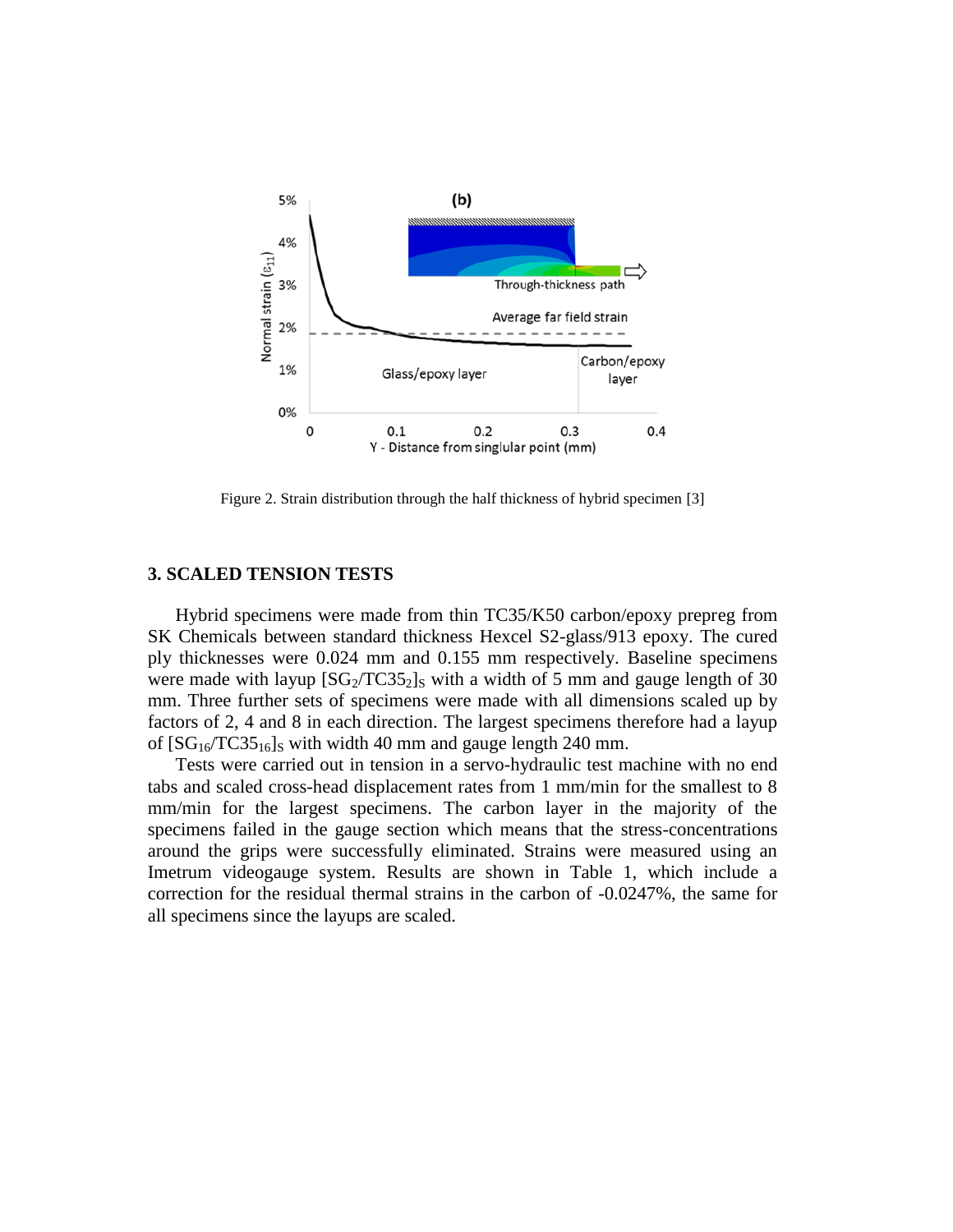Figure 2. Strain distribution through the half thickness of hybrid specimen [3]

## 3. SCALED TENSION TESTS

Hybrid specimens were made from thin TC35/K50 carbon/epoxy prepreg from SK Chemicals between standard thickness Hexcel S2-glass/913 epoxy. The cured ply thicknesses were 0.024 mm and 0.155 mm respectively. Baseline specimens were made with layup $[SG_2/TC35_2]_S$ with a width of 5 mm and gauge length of 30 mm. Three further sets of specimens were made with all dimensions scaled up by factors of 2, 4 and 8 in each direction. The largest specimens therefore had a layup of $[SG_{16}/TC35_{16}]_S$ with width 40 mm and gauge length 240 mm.

Tests were carried out in tension in a servo-hydraulic test machine with no end tabs and scaled cross-head displacement rates from 1 mm/min for the smallest to 8 mm/min for the largest specimens. The carbon layer in the majority of the specimens failed in the gauge section which means that the stress-concentrations around the grips were successfully eliminated. Strains were measured using an Imetrum videogauge system. Results are shown in Table 1, which include a correction for the residual thermal strains in the carbon of -0.0247%, the same for all specimens since the layups are scaled.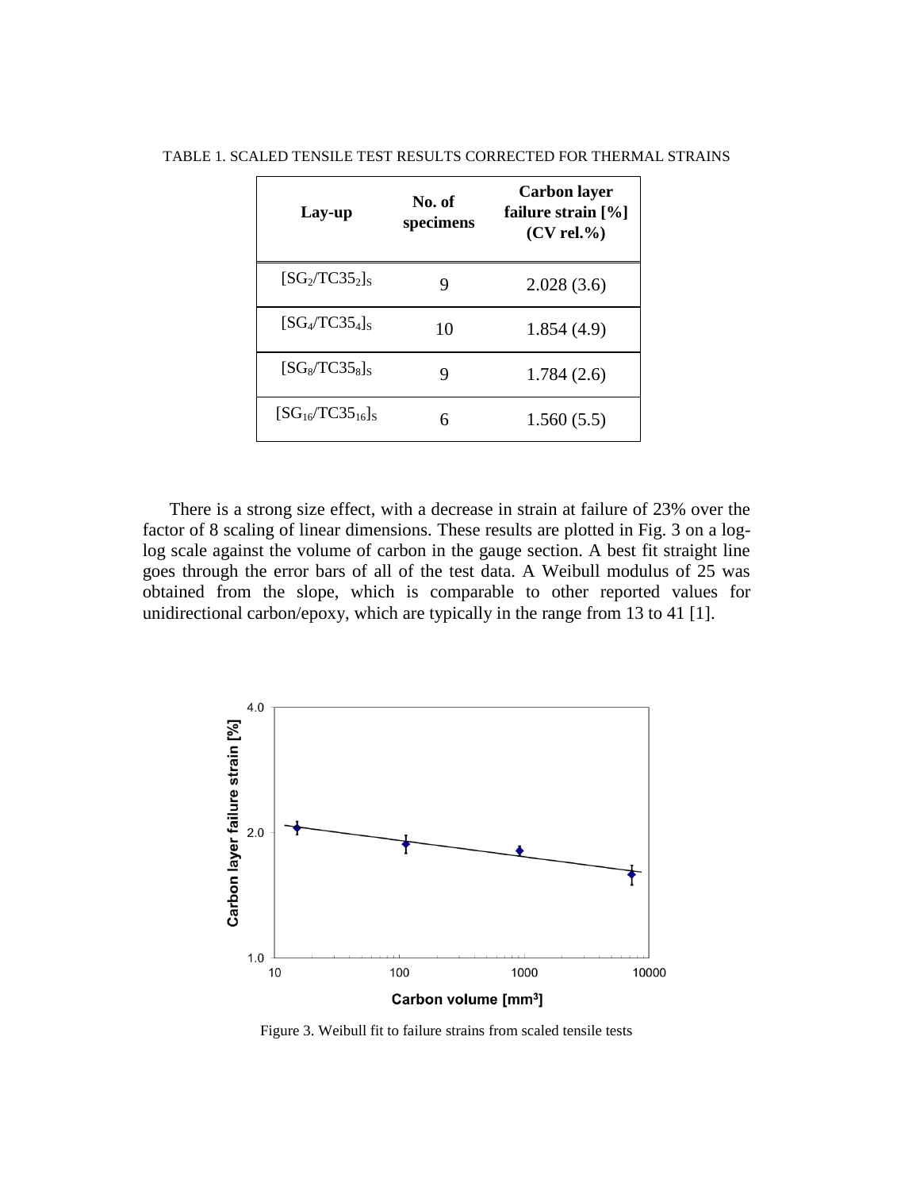TABLE 1. SCALED TENSILE TEST RESULTS CORRECTED FOR THERMAL STRAINS

| Lay-up | No. of specimens | Carbon layer failure strain [%] (CV rel.%) |
|---|---|---|
| $[SG_2/TC35_2]_S$ | 9 | 2.028 (3.6) |
| $[SG_4/TC35_4]_S$ | 10 | 1.854 (4.9) |
| $[SG_8/TC35_8]_S$ | 9 | 1.784 (2.6) |
| $[SG_{16}/TC35_{16}]_S$ | 6 | 1.560 (5.5) |

There is a strong size effect, with a decrease in strain at failure of 23% over the factor of 8 scaling of linear dimensions. These results are plotted in Fig. 3 on a log-log scale against the volume of carbon in the gauge section. A best fit straight line goes through the error bars of all of the test data. A Weibull modulus of 25 was obtained from the slope, which is comparable to other reported values for unidirectional carbon/epoxy, which are typically in the range from 13 to 41 [1].

Figure 3. Weibull fit to failure strains from scaled tensile tests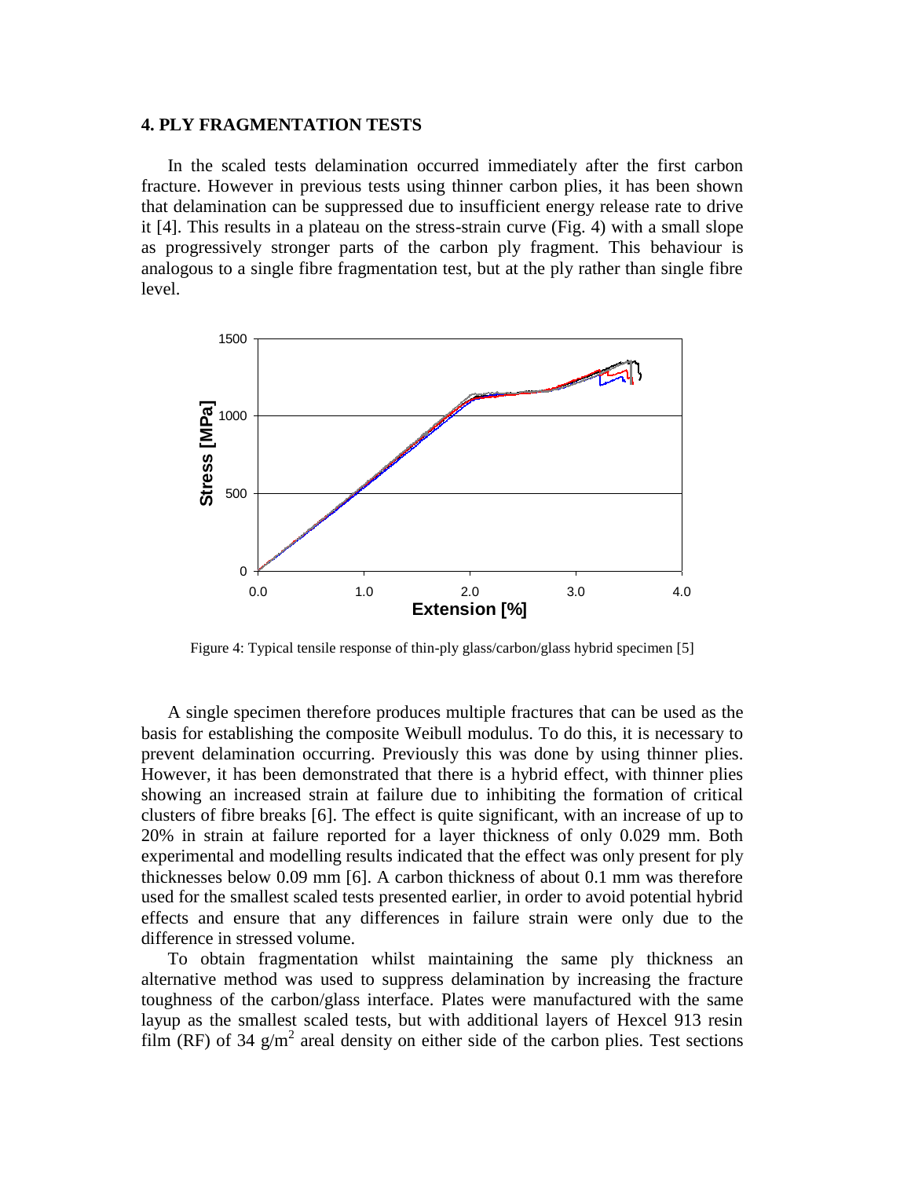## 4. PLY FRAGMENTATION TESTS

In the scaled tests delamination occurred immediately after the first carbon fracture. However in previous tests using thinner carbon plies, it has been shown that delamination can be suppressed due to insufficient energy release rate to drive it [4]. This results in a plateau on the stress-strain curve (Fig. 4) with a small slope as progressively stronger parts of the carbon ply fragment. This behaviour is analogous to a single fibre fragmentation test, but at the ply rather than single fibre level.

Figure 4: Typical tensile response of thin-ply glass/carbon/glass hybrid specimen [5]

A single specimen therefore produces multiple fractures that can be used as the basis for establishing the composite Weibull modulus. To do this, it is necessary to prevent delamination occurring. Previously this was done by using thinner plies. However, it has been demonstrated that there is a hybrid effect, with thinner plies showing an increased strain at failure due to inhibiting the formation of critical clusters of fibre breaks [6]. The effect is quite significant, with an increase of up to 20% in strain at failure reported for a layer thickness of only 0.029 mm. Both experimental and modelling results indicated that the effect was only present for ply thicknesses below 0.09 mm [6]. A carbon thickness of about 0.1 mm was therefore used for the smallest scaled tests presented earlier, in order to avoid potential hybrid effects and ensure that any differences in failure strain were only due to the difference in stressed volume.

To obtain fragmentation whilst maintaining the same ply thickness an alternative method was used to suppress delamination by increasing the fracture toughness of the carbon/glass interface. Plates were manufactured with the same layup as the smallest scaled tests, but with additional layers of Hexcel 913 resin film (RF) of 34 $g/m^2$ areal density on either side of the carbon plies. Test sections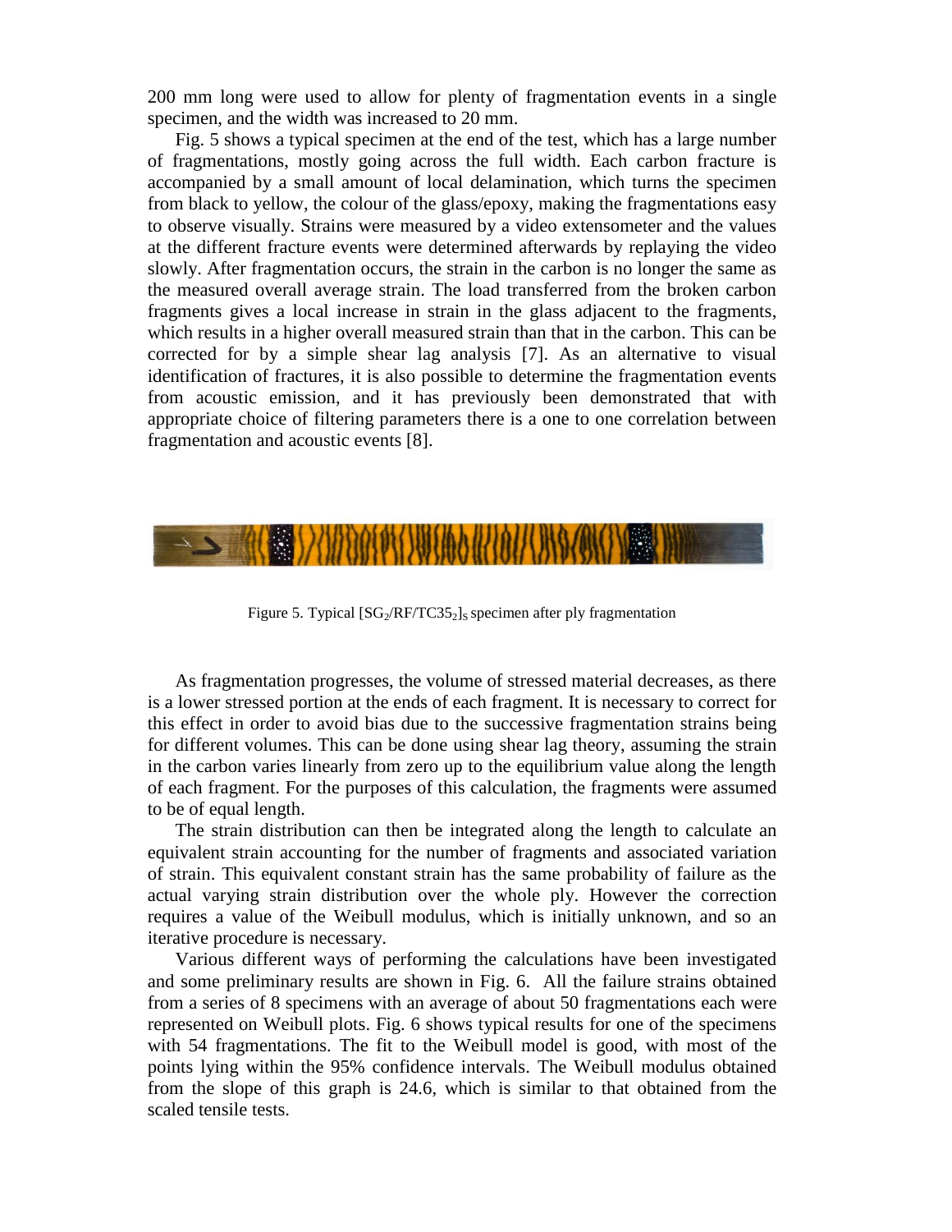200 mm long were used to allow for plenty of fragmentation events in a single specimen, and the width was increased to 20 mm.

Fig. 5 shows a typical specimen at the end of the test, which has a large number of fragmentations, mostly going across the full width. Each carbon fracture is accompanied by a small amount of local delamination, which turns the specimen from black to yellow, the colour of the glass/epoxy, making the fragmentations easy to observe visually. Strains were measured by a video extensometer and the values at the different fracture events were determined afterwards by replaying the video slowly. After fragmentation occurs, the strain in the carbon is no longer the same as the measured overall average strain. The load transferred from the broken carbon fragments gives a local increase in strain in the glass adjacent to the fragments, which results in a higher overall measured strain than that in the carbon. This can be corrected for by a simple shear lag analysis [7]. As an alternative to visual identification of fractures, it is also possible to determine the fragmentation events from acoustic emission, and it has previously been demonstrated that with appropriate choice of filtering parameters there is a one to one correlation between fragmentation and acoustic events [8].

Figure 5. Typical $[SG_2/RF/TC35_2]_S$ specimen after ply fragmentation

As fragmentation progresses, the volume of stressed material decreases, as there is a lower stressed portion at the ends of each fragment. It is necessary to correct for this effect in order to avoid bias due to the successive fragmentation strains being for different volumes. This can be done using shear lag theory, assuming the strain in the carbon varies linearly from zero up to the equilibrium value along the length of each fragment. For the purposes of this calculation, the fragments were assumed to be of equal length.

The strain distribution can then be integrated along the length to calculate an equivalent strain accounting for the number of fragments and associated variation of strain. This equivalent constant strain has the same probability of failure as the actual varying strain distribution over the whole ply. However the correction requires a value of the Weibull modulus, which is initially unknown, and so an iterative procedure is necessary.

Various different ways of performing the calculations have been investigated and some preliminary results are shown in Fig. 6. All the failure strains obtained from a series of 8 specimens with an average of about 50 fragmentations each were represented on Weibull plots. Fig. 6 shows typical results for one of the specimens with 54 fragmentations. The fit to the Weibull model is good, with most of the points lying within the 95% confidence intervals. The Weibull modulus obtained from the slope of this graph is 24.6, which is similar to that obtained from the scaled tensile tests.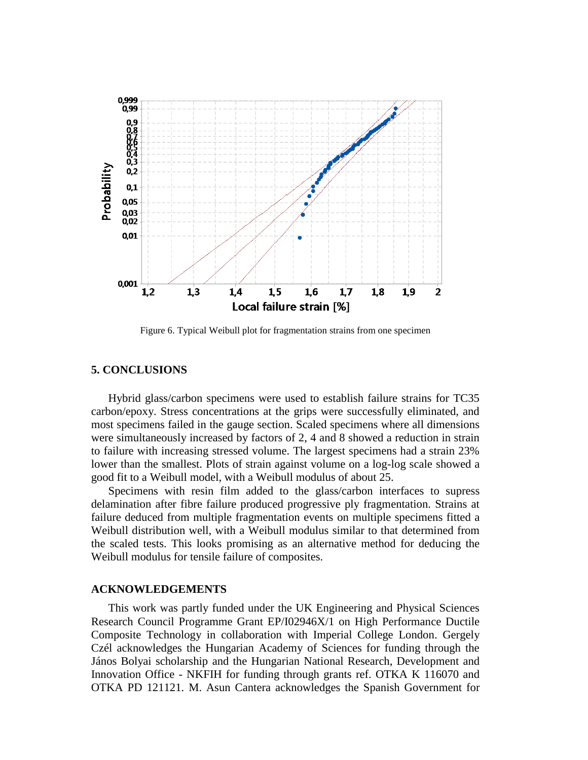Figure 6. Typical Weibull plot for fragmentation strains from one specimen

## 5. CONCLUSIONS

Hybrid glass/carbon specimens were used to establish failure strains for TC35 carbon/epoxy. Stress concentrations at the grips were successfully eliminated, and most specimens failed in the gauge section. Scaled specimens where all dimensions were simultaneously increased by factors of 2, 4 and 8 showed a reduction in strain to failure with increasing stressed volume. The largest specimens had a strain 23% lower than the smallest. Plots of strain against volume on a log-log scale showed a good fit to a Weibull model, with a Weibull modulus of about 25.

Specimens with resin film added to the glass/carbon interfaces to supress delamination after fibre failure produced progressive ply fragmentation. Strains at failure deduced from multiple fragmentation events on multiple specimens fitted a Weibull distribution well, with a Weibull modulus similar to that determined from the scaled tests. This looks promising as an alternative method for deducing the Weibull modulus for tensile failure of composites.

## ACKNOWLEDGEMENTS

This work was partly funded under the UK Engineering and Physical Sciences Research Council Programme Grant EP/I02946X/1 on High Performance Ductile Composite Technology in collaboration with Imperial College London. Gergely Czél acknowledges the Hungarian Academy of Sciences for funding through the János Bolyai scholarship and the Hungarian National Research, Development and Innovation Office - NKFIH for funding through grants ref. OTKA K 116070 and OTKA PD 121121. M. Asun Cantera acknowledges the Spanish Government for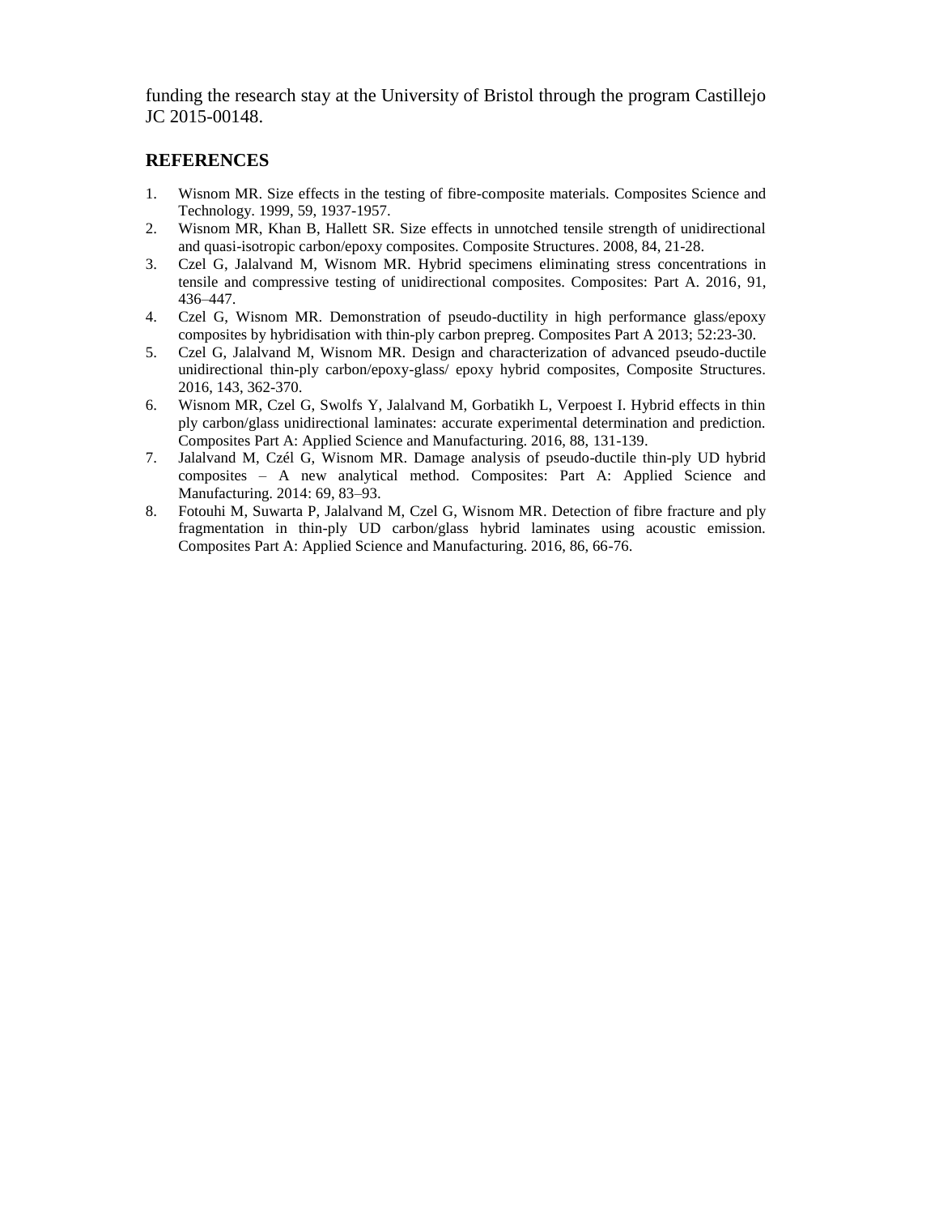funding the research stay at the University of Bristol through the program Castillejo JC 2015-00148.

## REFERENCES

1. Wisnom MR. Size effects in the testing of fibre-composite materials. Composites Science and Technology. 1999, 59, 1937-1957.
2. Wisnom MR, Khan B, Hallett SR. Size effects in unnotched tensile strength of unidirectional and quasi-isotropic carbon/epoxy composites. Composite Structures. 2008, 84, 21-28.
3. Czel G, Jalalvand M, Wisnom MR. Hybrid specimens eliminating stress concentrations in tensile and compressive testing of unidirectional composites. Composites: Part A. 2016, 91, 436–447.
4. Czel G, Wisnom MR. Demonstration of pseudo-ductility in high performance glass/epoxy composites by hybridisation with thin-ply carbon prepreg. Composites Part A 2013; 52:23-30.
5. Czel G, Jalalvand M, Wisnom MR. Design and characterization of advanced pseudo-ductile unidirectional thin-ply carbon/epoxy-glass/ epoxy hybrid composites, Composite Structures. 2016, 143, 362-370.
6. Wisnom MR, Czel G, Swolfs Y, Jalalvand M, Gorbatikh L, Verpoest I. Hybrid effects in thin ply carbon/glass unidirectional laminates: accurate experimental determination and prediction. Composites Part A: Applied Science and Manufacturing. 2016, 88, 131-139.
7. Jalalvand M, Czél G, Wisnom MR. Damage analysis of pseudo-ductile thin-ply UD hybrid composites – A new analytical method. Composites: Part A: Applied Science and Manufacturing. 2014: 69, 83–93.
8. Fotouhi M, Suwarta P, Jalalvand M, Czel G, Wisnom MR. Detection of fibre fracture and ply fragmentation in thin-ply UD carbon/glass hybrid laminates using acoustic emission. Composites Part A: Applied Science and Manufacturing. 2016, 86, 66-76.